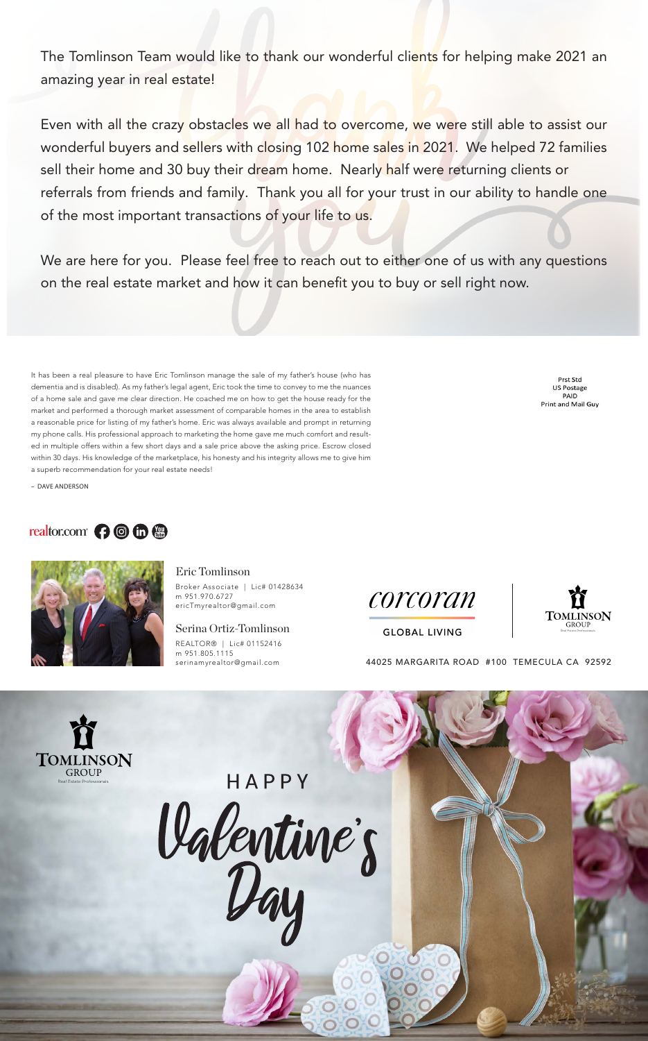The Tomlinson Team would like to thank our wonderful clients for helping make 2021 an amazing year in real estate!

Even with all the crazy obstacles we all had to overcome, we were still able to assist our wonderful buyers and sellers with closing 102 home sales in 2021. We helped 72 families sell their home and 30 buy their dream home. Nearly half were returning clients or referrals from friends and family. Thank you all for your trust in our ability to handle one of the most important transactions of your life to us.

We are here for you. Please feel free to reach out to either one of us with any questions on the real estate market and how it can benefit you to buy or sell right now.

It has been a real pleasure to have Eric Tomlinson manage the sale of my father's house (who has dementia and is disabled). As my father's legal agent, Eric took the time to convey to me the nuances of a home sale and gave me clear direction. He coached me on how to get the house ready for the market and performed a thorough market assessment of comparable homes in the area to establish a reasonable price for listing of my father's home. Eric was always available and prompt in returning my phone calls. His professional approach to marketing the home gave me much comfort and resulted in multiple offers within a few short days and a sale price above the asking price. Escrow closed within 30 days. His knowledge of the marketplace, his honesty and his integrity allows me to give him a superb recommendation for your real estate needs!

– DAVE ANDERSON

Prst Std
US Postage
PAID
Print and Mail Guy

realtor.com

Eric Tomlinson
Broker Associate | Lic# 01428634
m 951.970.6727
ericTmyrealtor@gmail.com

Serina Ortiz-Tomlinson
REALTOR® | Lic# 01152416
m 951.805.1115
serinamyrealtor@gmail.com

corcoran
GLOBAL LIVING

TOMLINSON GROUP
Real Estate Professionals

44025 MARGARITA ROAD #100 TEMECULA CA 92592

TOMLINSON GROUP
Real Estate Professionals

HAPPY
Valentine's
Day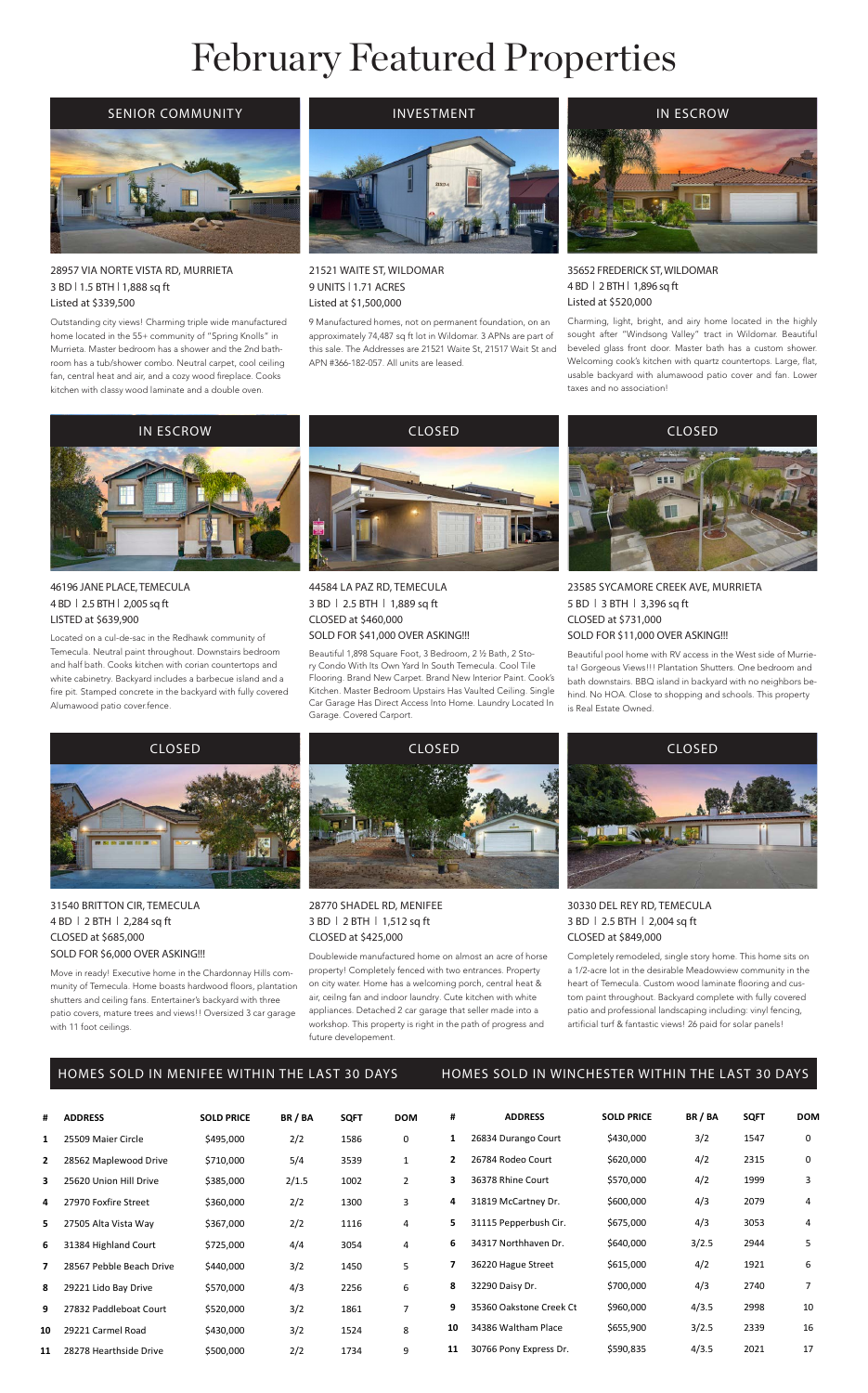# February Featured Properties

## SENIOR COMMUNITY

28957 VIA NORTE VISTA RD, MURRIETA
3 BD | 1.5 BTH | 1,888 sq ft
Listed at $339,500

Outstanding city views! Charming triple wide manufactured home located in the 55+ community of "Spring Knolls" in Murrieta. Master bedroom has a shower and the 2nd bathroom has a tub/shower combo. Neutral carpet, cool ceiling fan, central heat and air, and a cozy wood fireplace. Cooks kitchen with classy wood laminate and a double oven.

## INVESTMENT

21521 WAITE ST, WILDOMAR
9 UNITS | 1.71 ACRES
Listed at $1,500,000

9 Manufactured homes, not on permanent foundation, on an approximately 74,487 sq ft lot in Wildomar. 3 APNs are part of this sale. The Addresses are 21521 Waite St, 21517 Wait St and APN #366-182-057. All units are leased.

## IN ESCROW

35652 FREDERICK ST, WILDOMAR
4 BD | 2 BTH | 1,896 sq ft
Listed at $520,000

Charming, light, bright, and airy home located in the highly sought after "Windsong Valley" tract in Wildomar. Beautiful beveled glass front door. Master bath has a custom shower. Welcoming cook's kitchen with quartz countertops. Large, flat, usable backyard with alumawood patio cover and fan. Lower taxes and no association!

## IN ESCROW

46196 JANE PLACE, TEMECULA
4 BD | 2.5 BTH | 2,005 sq ft
LISTED at $639,900

Located on a cul-de-sac in the Redhawk community of Temecula. Neutral paint throughout. Downstairs bedroom and half bath. Cooks kitchen with corian countertops and white cabinetry. Backyard includes a barbecue island and a fire pit. Stamped concrete in the backyard with fully covered Alumawood patio cover.fence.

## CLOSED

44584 LA PAZ RD, TEMECULA
3 BD | 2.5 BTH | 1,889 sq ft
CLOSED at $460,000
SOLD FOR $41,000 OVER ASKING!!!

Beautiful 1,898 Square Foot, 3 Bedroom, 2 ½ Bath, 2 Story Condo With Its Own Yard In South Temecula. Cool Tile Flooring. Brand New Carpet. Brand New Interior Paint. Cook's Kitchen. Master Bedroom Upstairs Has Vaulted Ceiling. Single Car Garage Has Direct Access Into Home. Laundry Located In Garage. Covered Carport.

## CLOSED

23585 SYCAMORE CREEK AVE, MURRIETA
5 BD | 3 BTH | 3,396 sq ft
CLOSED at $731,000
SOLD FOR $11,000 OVER ASKING!!!

Beautiful pool home with RV access in the West side of Murrieta! Gorgeous Views!!! Plantation Shutters. One bedroom and bath downstairs. BBQ island in backyard with no neighbors behind. No HOA. Close to shopping and schools. This property is Real Estate Owned.

## CLOSED

31540 BRITTON CIR, TEMECULA
4 BD | 2 BTH | 2,284 sq ft
CLOSED at $685,000
SOLD FOR $6,000 OVER ASKING!!!

Move in ready! Executive home in the Chardonnay Hills community of Temecula. Home boasts hardwood floors, plantation shutters and ceiling fans. Entertainer's backyard with three patio covers, mature trees and views!! Oversized 3 car garage with 11 foot ceilings.

## CLOSED

28770 SHADEL RD, MENIFEE
3 BD | 2 BTH | 1,512 sq ft
CLOSED at $425,000

Doublewide manufactured home on almost an acre of horse property! Completely fenced with two entrances. Property on city water. Home has a welcoming porch, central heat & air, ceiling fan and indoor laundry. Cute kitchen with white appliances. Detached 2 car garage that seller made into a workshop. This property is right in the path of progress and future developement.

## CLOSED

30330 DEL REY RD, TEMECULA
3 BD | 2.5 BTH | 2,004 sq ft
CLOSED at $849,000

Completely remodeled, single story home. This home sits on a 1/2-acre lot in the desirable Meadowview community in the heart of Temecula. Custom wood laminate flooring and custom paint throughout. Backyard complete with fully covered patio and professional landscaping including: vinyl fencing, artificial turf & fantastic views! 26 paid for solar panels!

## HOMES SOLD IN MENIFEE WITHIN THE LAST 30 DAYS

| # | ADDRESS | SOLD PRICE | BR / BA | SQFT | DOM |
|---|---|---|---|---|---|
| 1 | 25509 Maier Circle | $495,000 | 2/2 | 1586 | 0 |
| 2 | 28562 Maplewood Drive | $710,000 | 5/4 | 3539 | 1 |
| 3 | 25620 Union Hill Drive | $385,000 | 2/1.5 | 1002 | 2 |
| 4 | 27970 Foxfire Street | $360,000 | 2/2 | 1300 | 3 |
| 5 | 27505 Alta Vista Way | $367,000 | 2/2 | 1116 | 4 |
| 6 | 31384 Highland Court | $725,000 | 4/4 | 3054 | 4 |
| 7 | 28567 Pebble Beach Drive | $440,000 | 3/2 | 1450 | 5 |
| 8 | 29221 Lido Bay Drive | $570,000 | 4/3 | 2256 | 6 |
| 9 | 27832 Paddleboat Court | $520,000 | 3/2 | 1861 | 7 |
| 10 | 29221 Carmel Road | $430,000 | 3/2 | 1524 | 8 |
| 11 | 28278 Hearthside Drive | $500,000 | 2/2 | 1734 | 9 |

## HOMES SOLD IN WINCHESTER WITHIN THE LAST 30 DAYS

| # | ADDRESS | SOLD PRICE | BR / BA | SQFT | DOM |
|---|---|---|---|---|---|
| 1 | 26834 Durango Court | $430,000 | 3/2 | 1547 | 0 |
| 2 | 26784 Rodeo Court | $620,000 | 4/2 | 2315 | 0 |
| 3 | 36378 Rhine Court | $570,000 | 4/2 | 1999 | 3 |
| 4 | 31819 McCartney Dr. | $600,000 | 4/3 | 2079 | 4 |
| 5 | 31115 Pepperbush Cir. | $675,000 | 4/3 | 3053 | 4 |
| 6 | 34317 Northhaven Dr. | $640,000 | 3/2.5 | 2944 | 5 |
| 7 | 36220 Hague Street | $615,000 | 4/2 | 1921 | 6 |
| 8 | 32290 Daisy Dr. | $700,000 | 4/3 | 2740 | 7 |
| 9 | 35360 Oakstone Creek Ct | $960,000 | 4/3.5 | 2998 | 10 |
| 10 | 34386 Waltham Place | $655,900 | 3/2.5 | 2339 | 16 |
| 11 | 30766 Pony Express Dr. | $590,835 | 4/3.5 | 2021 | 17 |